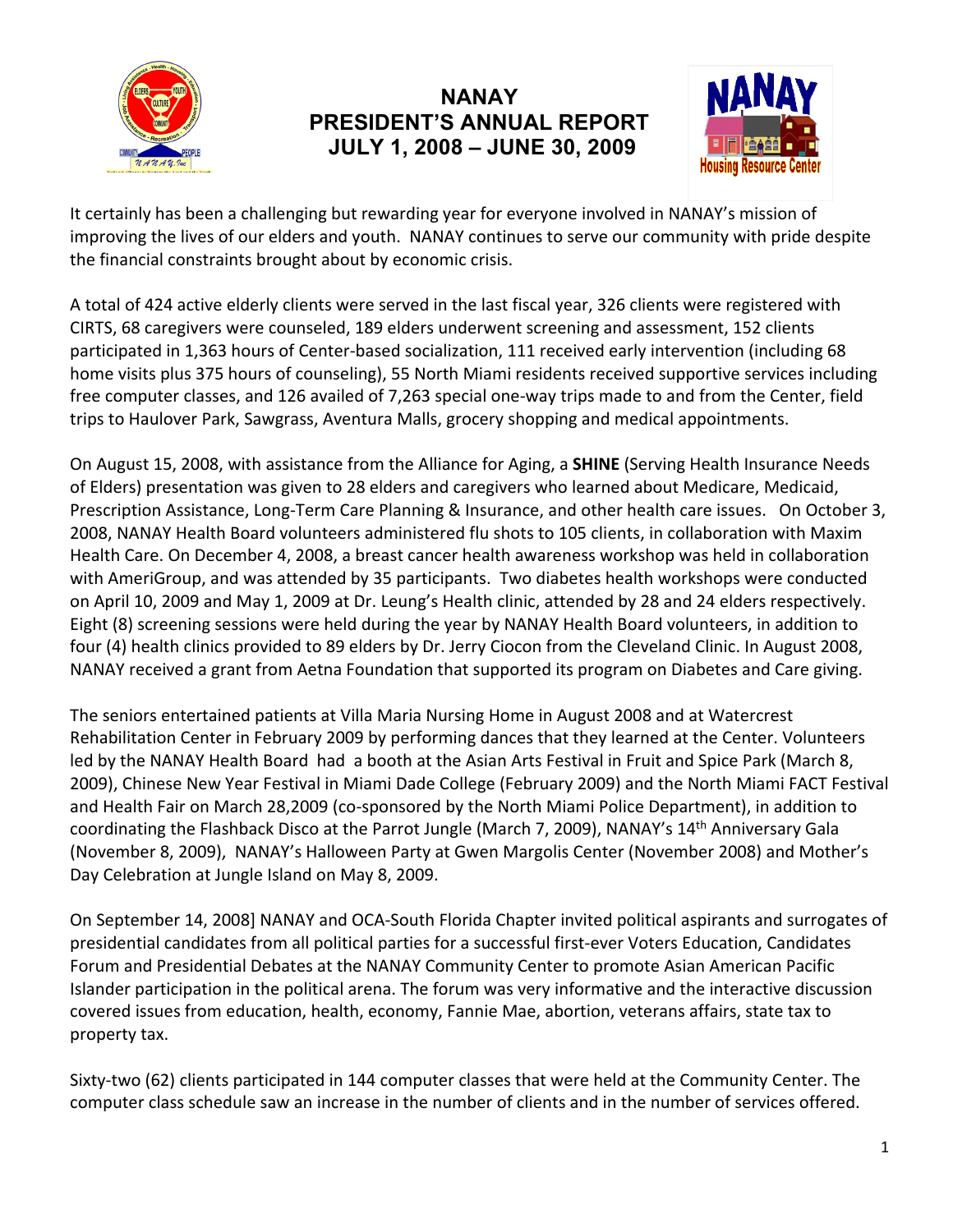# NANAY
# PRESIDENT'S ANNUAL REPORT
# JULY 1, 2008 – JUNE 30, 2009

It certainly has been a challenging but rewarding year for everyone involved in NANAY's mission of improving the lives of our elders and youth. NANAY continues to serve our community with pride despite the financial constraints brought about by economic crisis.

A total of 424 active elderly clients were served in the last fiscal year, 326 clients were registered with CIRTS, 68 caregivers were counseled, 189 elders underwent screening and assessment, 152 clients participated in 1,363 hours of Center-based socialization, 111 received early intervention (including 68 home visits plus 375 hours of counseling), 55 North Miami residents received supportive services including free computer classes, and 126 availed of 7,263 special one-way trips made to and from the Center, field trips to Haulover Park, Sawgrass, Aventura Malls, grocery shopping and medical appointments.

On August 15, 2008, with assistance from the Alliance for Aging, a **SHINE** (Serving Health Insurance Needs of Elders) presentation was given to 28 elders and caregivers who learned about Medicare, Medicaid, Prescription Assistance, Long-Term Care Planning & Insurance, and other health care issues. On October 3, 2008, NANAY Health Board volunteers administered flu shots to 105 clients, in collaboration with Maxim Health Care. On December 4, 2008, a breast cancer health awareness workshop was held in collaboration with AmeriGroup, and was attended by 35 participants. Two diabetes health workshops were conducted on April 10, 2009 and May 1, 2009 at Dr. Leung's Health clinic, attended by 28 and 24 elders respectively. Eight (8) screening sessions were held during the year by NANAY Health Board volunteers, in addition to four (4) health clinics provided to 89 elders by Dr. Jerry Ciocon from the Cleveland Clinic. In August 2008, NANAY received a grant from Aetna Foundation that supported its program on Diabetes and Care giving.

The seniors entertained patients at Villa Maria Nursing Home in August 2008 and at Watercrest Rehabilitation Center in February 2009 by performing dances that they learned at the Center. Volunteers led by the NANAY Health Board had a booth at the Asian Arts Festival in Fruit and Spice Park (March 8, 2009), Chinese New Year Festival in Miami Dade College (February 2009) and the North Miami FACT Festival and Health Fair on March 28,2009 (co-sponsored by the North Miami Police Department), in addition to coordinating the Flashback Disco at the Parrot Jungle (March 7, 2009), NANAY's 14th Anniversary Gala (November 8, 2009), NANAY's Halloween Party at Gwen Margolis Center (November 2008) and Mother's Day Celebration at Jungle Island on May 8, 2009.

On September 14, 2008] NANAY and OCA-South Florida Chapter invited political aspirants and surrogates of presidential candidates from all political parties for a successful first-ever Voters Education, Candidates Forum and Presidential Debates at the NANAY Community Center to promote Asian American Pacific Islander participation in the political arena. The forum was very informative and the interactive discussion covered issues from education, health, economy, Fannie Mae, abortion, veterans affairs, state tax to property tax.

Sixty-two (62) clients participated in 144 computer classes that were held at the Community Center. The computer class schedule saw an increase in the number of clients and in the number of services offered.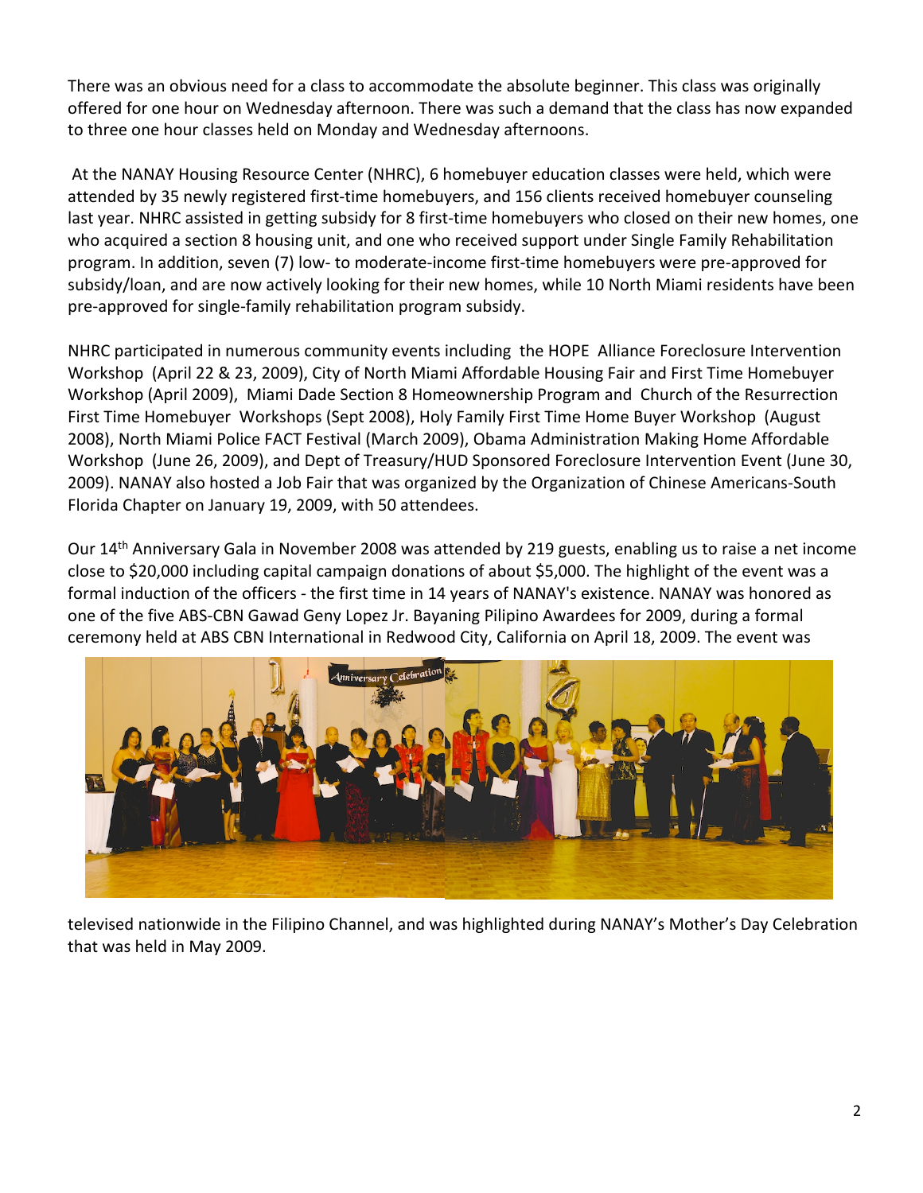There was an obvious need for a class to accommodate the absolute beginner. This class was originally offered for one hour on Wednesday afternoon. There was such a demand that the class has now expanded to three one hour classes held on Monday and Wednesday afternoons.

At the NANAY Housing Resource Center (NHRC), 6 homebuyer education classes were held, which were attended by 35 newly registered first-time homebuyers, and 156 clients received homebuyer counseling last year. NHRC assisted in getting subsidy for 8 first-time homebuyers who closed on their new homes, one who acquired a section 8 housing unit, and one who received support under Single Family Rehabilitation program. In addition, seven (7) low- to moderate-income first-time homebuyers were pre-approved for subsidy/loan, and are now actively looking for their new homes, while 10 North Miami residents have been pre-approved for single-family rehabilitation program subsidy.

NHRC participated in numerous community events including the HOPE Alliance Foreclosure Intervention Workshop (April 22 & 23, 2009), City of North Miami Affordable Housing Fair and First Time Homebuyer Workshop (April 2009), Miami Dade Section 8 Homeownership Program and Church of the Resurrection First Time Homebuyer Workshops (Sept 2008), Holy Family First Time Home Buyer Workshop (August 2008), North Miami Police FACT Festival (March 2009), Obama Administration Making Home Affordable Workshop (June 26, 2009), and Dept of Treasury/HUD Sponsored Foreclosure Intervention Event (June 30, 2009). NANAY also hosted a Job Fair that was organized by the Organization of Chinese Americans-South Florida Chapter on January 19, 2009, with 50 attendees.

Our 14th Anniversary Gala in November 2008 was attended by 219 guests, enabling us to raise a net income close to $20,000 including capital campaign donations of about $5,000. The highlight of the event was a formal induction of the officers - the first time in 14 years of NANAY's existence. NANAY was honored as one of the five ABS-CBN Gawad Geny Lopez Jr. Bayaning Pilipino Awardees for 2009, during a formal ceremony held at ABS CBN International in Redwood City, California on April 18, 2009. The event was televised nationwide in the Filipino Channel, and was highlighted during NANAY's Mother's Day Celebration that was held in May 2009.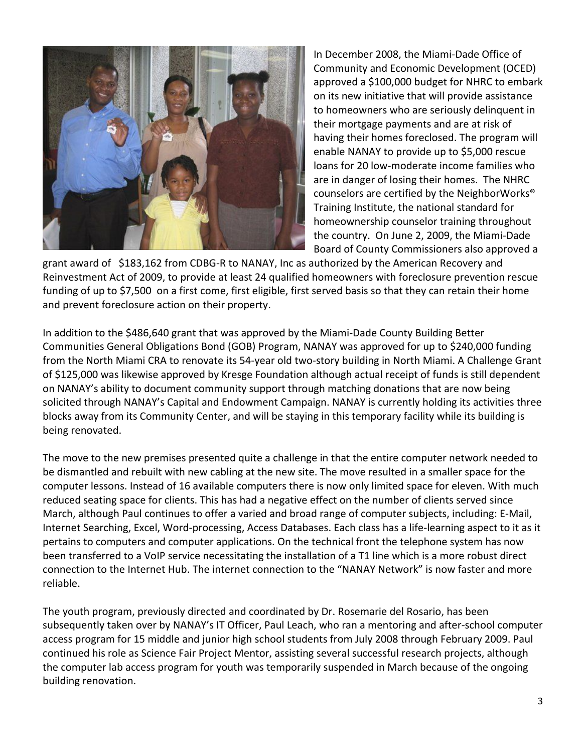In December 2008, the Miami-Dade Office of Community and Economic Development (OCED) approved a $100,000 budget for NHRC to embark on its new initiative that will provide assistance to homeowners who are seriously delinquent in their mortgage payments and are at risk of having their homes foreclosed. The program will enable NANAY to provide up to $5,000 rescue loans for 20 low-moderate income families who are in danger of losing their homes. The NHRC counselors are certified by the NeighborWorks® Training Institute, the national standard for homeownership counselor training throughout the country. On June 2, 2009, the Miami-Dade Board of County Commissioners also approved a grant award of $183,162 from CDBG-R to NANAY, Inc as authorized by the American Recovery and Reinvestment Act of 2009, to provide at least 24 qualified homeowners with foreclosure prevention rescue funding of up to $7,500 on a first come, first eligible, first served basis so that they can retain their home and prevent foreclosure action on their property.

In addition to the $486,640 grant that was approved by the Miami-Dade County Building Better Communities General Obligations Bond (GOB) Program, NANAY was approved for up to $240,000 funding from the North Miami CRA to renovate its 54-year old two-story building in North Miami. A Challenge Grant of $125,000 was likewise approved by Kresge Foundation although actual receipt of funds is still dependent on NANAY's ability to document community support through matching donations that are now being solicited through NANAY's Capital and Endowment Campaign. NANAY is currently holding its activities three blocks away from its Community Center, and will be staying in this temporary facility while its building is being renovated.

The move to the new premises presented quite a challenge in that the entire computer network needed to be dismantled and rebuilt with new cabling at the new site. The move resulted in a smaller space for the computer lessons. Instead of 16 available computers there is now only limited space for eleven. With much reduced seating space for clients. This has had a negative effect on the number of clients served since March, although Paul continues to offer a varied and broad range of computer subjects, including: E-Mail, Internet Searching, Excel, Word-processing, Access Databases. Each class has a life-learning aspect to it as it pertains to computers and computer applications. On the technical front the telephone system has now been transferred to a VoIP service necessitating the installation of a T1 line which is a more robust direct connection to the Internet Hub. The internet connection to the "NANAY Network" is now faster and more reliable.

The youth program, previously directed and coordinated by Dr. Rosemarie del Rosario, has been subsequently taken over by NANAY's IT Officer, Paul Leach, who ran a mentoring and after-school computer access program for 15 middle and junior high school students from July 2008 through February 2009. Paul continued his role as Science Fair Project Mentor, assisting several successful research projects, although the computer lab access program for youth was temporarily suspended in March because of the ongoing building renovation.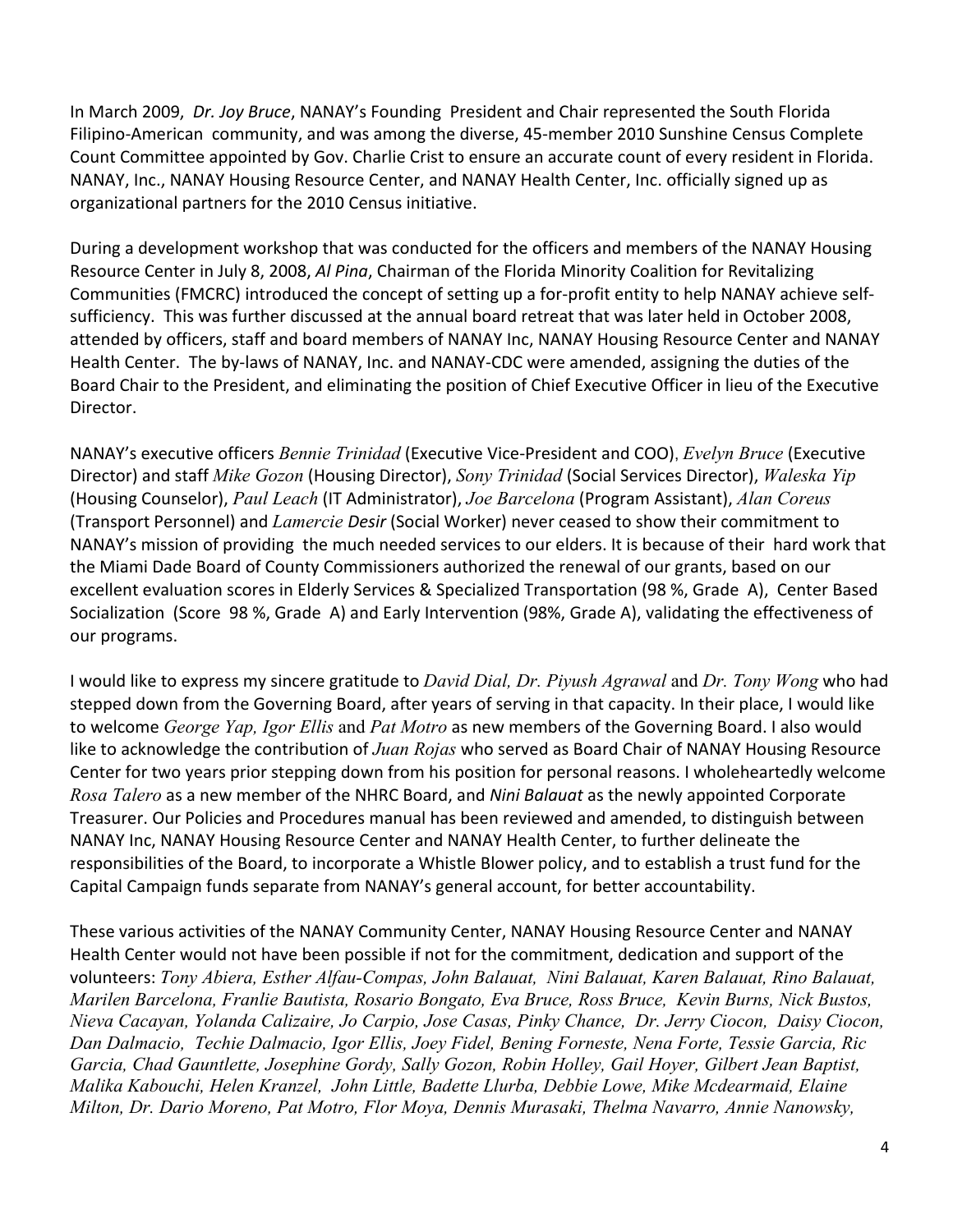In March 2009, *Dr. Joy Bruce*, NANAY's Founding President and Chair represented the South Florida Filipino-American community, and was among the diverse, 45-member 2010 Sunshine Census Complete Count Committee appointed by Gov. Charlie Crist to ensure an accurate count of every resident in Florida. NANAY, Inc., NANAY Housing Resource Center, and NANAY Health Center, Inc. officially signed up as organizational partners for the 2010 Census initiative.

During a development workshop that was conducted for the officers and members of the NANAY Housing Resource Center in July 8, 2008, *Al Pina*, Chairman of the Florida Minority Coalition for Revitalizing Communities (FMCRC) introduced the concept of setting up a for-profit entity to help NANAY achieve self-sufficiency. This was further discussed at the annual board retreat that was later held in October 2008, attended by officers, staff and board members of NANAY Inc, NANAY Housing Resource Center and NANAY Health Center. The by-laws of NANAY, Inc. and NANAY-CDC were amended, assigning the duties of the Board Chair to the President, and eliminating the position of Chief Executive Officer in lieu of the Executive Director.

NANAY's executive officers *Bennie Trinidad* (Executive Vice-President and COO), *Evelyn Bruce* (Executive Director) and staff *Mike Gozon* (Housing Director), *Sony Trinidad* (Social Services Director), *Waleska Yip* (Housing Counselor), *Paul Leach* (IT Administrator), *Joe Barcelona* (Program Assistant), *Alan Coreus* (Transport Personnel) and *Lamercie Desir* (Social Worker) never ceased to show their commitment to NANAY's mission of providing the much needed services to our elders. It is because of their hard work that the Miami Dade Board of County Commissioners authorized the renewal of our grants, based on our excellent evaluation scores in Elderly Services & Specialized Transportation (98 %, Grade A), Center Based Socialization (Score 98 %, Grade A) and Early Intervention (98%, Grade A), validating the effectiveness of our programs.

I would like to express my sincere gratitude to *David Dial, Dr. Piyush Agrawal* and *Dr. Tony Wong* who had stepped down from the Governing Board, after years of serving in that capacity. In their place, I would like to welcome *George Yap, Igor Ellis* and *Pat Motro* as new members of the Governing Board. I also would like to acknowledge the contribution of *Juan Rojas* who served as Board Chair of NANAY Housing Resource Center for two years prior stepping down from his position for personal reasons. I wholeheartedly welcome *Rosa Talero* as a new member of the NHRC Board, and *Nini Balauat* as the newly appointed Corporate Treasurer. Our Policies and Procedures manual has been reviewed and amended, to distinguish between NANAY Inc, NANAY Housing Resource Center and NANAY Health Center, to further delineate the responsibilities of the Board, to incorporate a Whistle Blower policy, and to establish a trust fund for the Capital Campaign funds separate from NANAY's general account, for better accountability.

These various activities of the NANAY Community Center, NANAY Housing Resource Center and NANAY Health Center would not have been possible if not for the commitment, dedication and support of the volunteers: *Tony Abiera, Esther Alfau-Compas, John Balauat, Nini Balauat, Karen Balauat, Rino Balauat, Marilen Barcelona, Franlie Bautista, Rosario Bongato, Eva Bruce, Ross Bruce, Kevin Burns, Nick Bustos, Nieva Cacayan, Yolanda Calizaire, Jo Carpio, Jose Casas, Pinky Chance, Dr. Jerry Ciocon, Daisy Ciocon, Dan Dalmacio, Techie Dalmacio, Igor Ellis, Joey Fidel, Bening Forneste, Nena Forte, Tessie Garcia, Ric Garcia, Chad Gauntlette, Josephine Gordy, Sally Gozon, Robin Holley, Gail Hoyer, Gilbert Jean Baptist, Malika Kabouchi, Helen Kranzel, John Little, Badette Llurba, Debbie Lowe, Mike Mcdearmaid, Elaine Milton, Dr. Dario Moreno, Pat Motro, Flor Moya, Dennis Murasaki, Thelma Navarro, Annie Nanowsky,*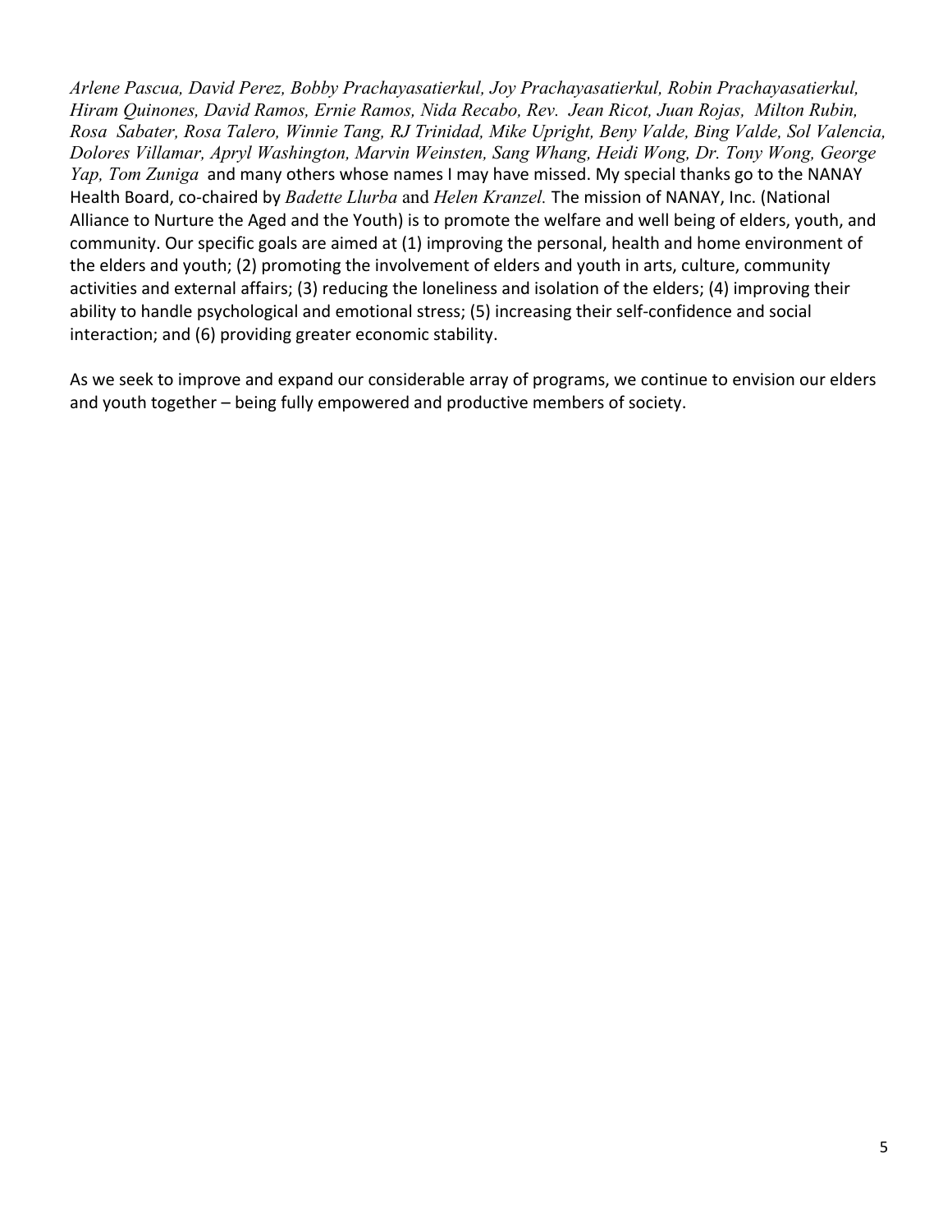*Arlene Pascua, David Perez, Bobby Prachayasatierkul, Joy Prachayasatierkul, Robin Prachayasatierkul, Hiram Quinones, David Ramos, Ernie Ramos, Nida Recabo, Rev. Jean Ricot, Juan Rojas, Milton Rubin, Rosa Sabater, Rosa Talero, Winnie Tang, RJ Trinidad, Mike Upright, Beny Valde, Bing Valde, Sol Valencia, Dolores Villamar, Apryl Washington, Marvin Weinsten, Sang Whang, Heidi Wong, Dr. Tony Wong, George Yap, Tom Zuniga* and many others whose names I may have missed. My special thanks go to the NANAY Health Board, co-chaired by *Badette Llurba* and *Helen Kranzel.* The mission of NANAY, Inc. (National Alliance to Nurture the Aged and the Youth) is to promote the welfare and well being of elders, youth, and community. Our specific goals are aimed at (1) improving the personal, health and home environment of the elders and youth; (2) promoting the involvement of elders and youth in arts, culture, community activities and external affairs; (3) reducing the loneliness and isolation of the elders; (4) improving their ability to handle psychological and emotional stress; (5) increasing their self-confidence and social interaction; and (6) providing greater economic stability.

As we seek to improve and expand our considerable array of programs, we continue to envision our elders and youth together – being fully empowered and productive members of society.